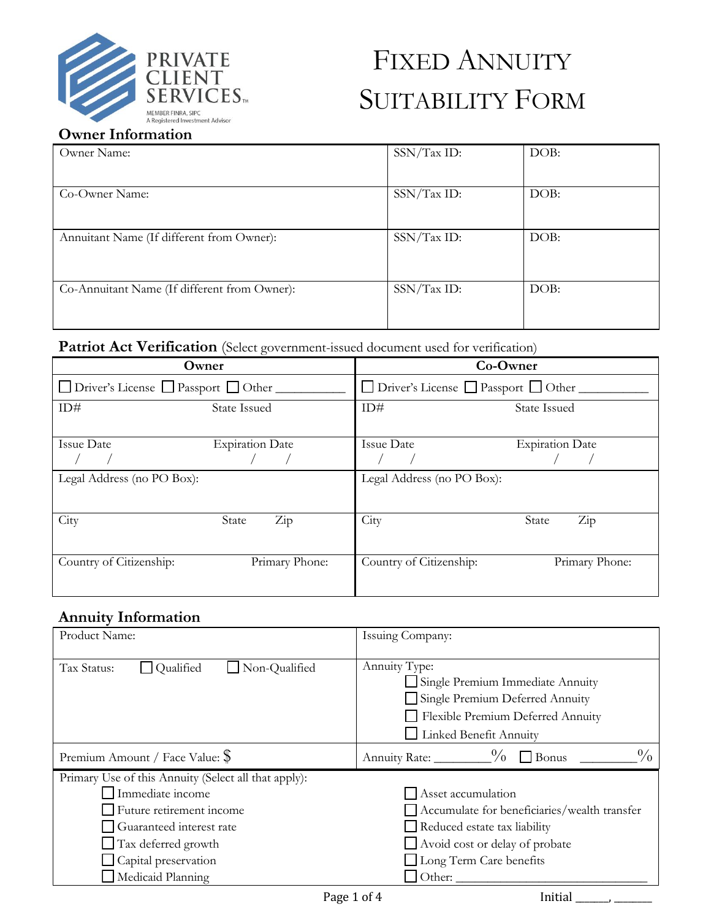PRIVATE CLIENT SERVICES™

MEMBER FINRA, SIPC
A Registered Investment Advisor

# Fixed Annuity Suitability Form

## Owner Information

| Owner Name: | SSN/Tax ID: | DOB: |
|---|---|---|
| Co-Owner Name: | SSN/Tax ID: | DOB: |
| Annuitant Name (If different from Owner): | SSN/Tax ID: | DOB: |
| Co-Annuitant Name (If different from Owner): | SSN/Tax ID: | DOB: |

## Patriot Act Verification (Select government-issued document used for verification)

| Owner | Co-Owner |
|---|---|
| ☐ Driver's License ☐ Passport ☐ Other __________ | ☐ Driver's License ☐ Passport ☐ Other __________ |
| ID# State Issued | ID# State Issued |
| Issue Date / / Expiration Date / / | Issue Date / / Expiration Date / / |
| Legal Address (no PO Box): | Legal Address (no PO Box): |
| City State Zip | City State Zip |
| Country of Citizenship: Primary Phone: | Country of Citizenship: Primary Phone: |

## Annuity Information

| Product Name: | Issuing Company: |
|---|---|
| Tax Status: ☐ Qualified ☐ Non-Qualified | Annuity Type:<br>☐ Single Premium Immediate Annuity<br>☐ Single Premium Deferred Annuity<br>☐ Flexible Premium Deferred Annuity<br>☐ Linked Benefit Annuity |
| Premium Amount / Face Value: $ | Annuity Rate: ________% ☐ Bonus ________% |

Primary Use of this Annuity (Select all that apply):

- ☐ Immediate income
- ☐ Future retirement income
- ☐ Guaranteed interest rate
- ☐ Tax deferred growth
- ☐ Capital preservation
- ☐ Medicaid Planning
- ☐ Asset accumulation
- ☐ Accumulate for beneficiaries/wealth transfer
- ☐ Reduced estate tax liability
- ☐ Avoid cost or delay of probate
- ☐ Long Term Care benefits
- ☐ Other: ______________________________

Initial ______, ______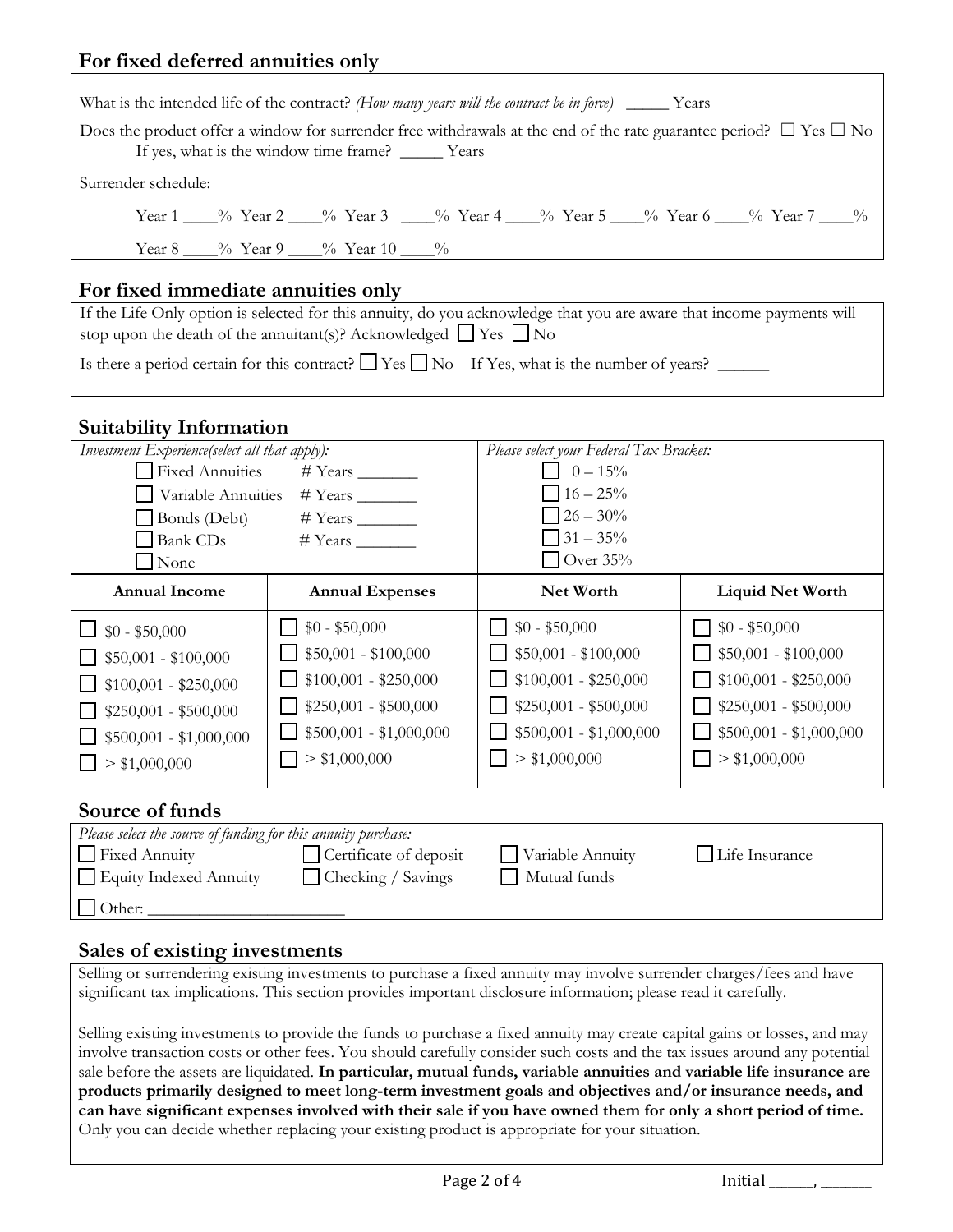## For fixed deferred annuities only

What is the intended life of the contract? *(How many years will the contract be in force)* _____ Years

Does the product offer a window for surrender free withdrawals at the end of the rate guarantee period? ☐ Yes ☐ No

If yes, what is the window time frame? _____ Years

Surrender schedule:

Year 1 ____% Year 2 ____% Year 3 ____% Year 4 ____% Year 5 ____% Year 6 ____% Year 7 ____%

Year 8 ____% Year 9 ____% Year 10 ____%

## For fixed immediate annuities only

If the Life Only option is selected for this annuity, do you acknowledge that you are aware that income payments will stop upon the death of the annuitant(s)? Acknowledged ☐ Yes ☐ No

Is there a period certain for this contract? ☐ Yes ☐ No If Yes, what is the number of years? ______

## Suitability Information

*Investment Experience(select all that apply):*

- ☐ Fixed Annuities # Years _______
- ☐ Variable Annuities # Years _______
- ☐ Bonds (Debt) # Years _______
- ☐ Bank CDs # Years _______
- ☐ None

*Please select your Federal Tax Bracket:*

- ☐ 0 – 15%
- ☐ 16 – 25%
- ☐ 26 – 30%
- ☐ 31 – 35%
- ☐ Over 35%

| Annual Income | Annual Expenses | Net Worth | Liquid Net Worth |
|---|---|---|---|
| ☐ $0 - $50,000 | ☐ $0 - $50,000 | ☐ $0 - $50,000 | ☐ $0 - $50,000 |
| ☐ $50,001 - $100,000 | ☐ $50,001 - $100,000 | ☐ $50,001 - $100,000 | ☐ $50,001 - $100,000 |
| ☐ $100,001 - $250,000 | ☐ $100,001 - $250,000 | ☐ $100,001 - $250,000 | ☐ $100,001 - $250,000 |
| ☐ $250,001 - $500,000 | ☐ $250,001 - $500,000 | ☐ $250,001 - $500,000 | ☐ $250,001 - $500,000 |
| ☐ $500,001 - $1,000,000 | ☐ $500,001 - $1,000,000 | ☐ $500,001 - $1,000,000 | ☐ $500,001 - $1,000,000 |
| ☐ > $1,000,000 | ☐ > $1,000,000 | ☐ > $1,000,000 | ☐ > $1,000,000 |

## Source of funds

*Please select the source of funding for this annuity purchase:*

- ☐ Fixed Annuity
- ☐ Equity Indexed Annuity
- ☐ Certificate of deposit
- ☐ Checking / Savings
- ☐ Variable Annuity
- ☐ Mutual funds
- ☐ Life Insurance
- ☐ Other: ______________________

## Sales of existing investments

Selling or surrendering existing investments to purchase a fixed annuity may involve surrender charges/fees and have significant tax implications. This section provides important disclosure information; please read it carefully.

Selling existing investments to provide the funds to purchase a fixed annuity may create capital gains or losses, and may involve transaction costs or other fees. You should carefully consider such costs and the tax issues around any potential sale before the assets are liquidated. **In particular, mutual funds, variable annuities and variable life insurance are products primarily designed to meet long-term investment goals and objectives and/or insurance needs, and can have significant expenses involved with their sale if you have owned them for only a short period of time.** Only you can decide whether replacing your existing product is appropriate for your situation.

Initial _____, ______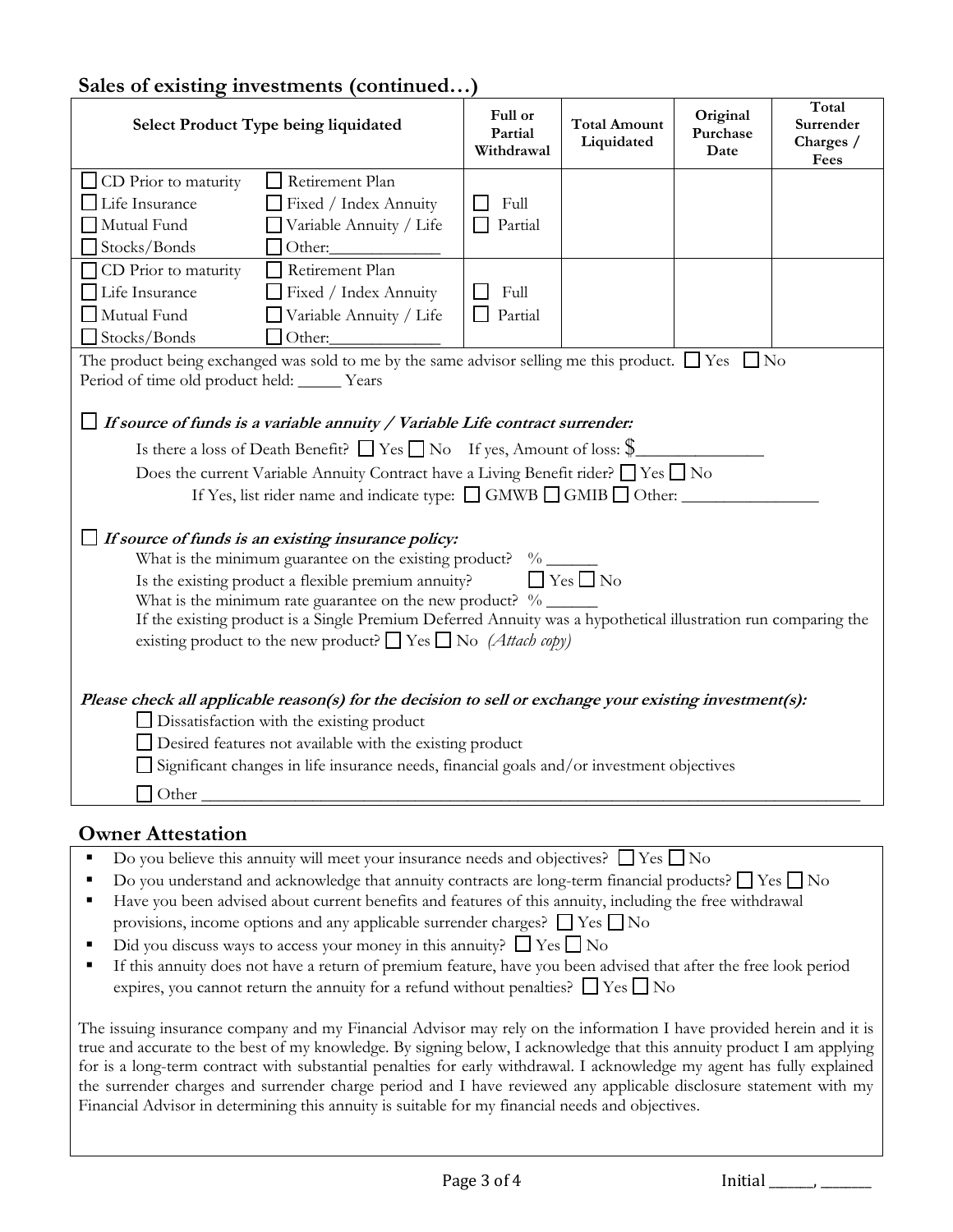## Sales of existing investments (continued…)

| Select Product Type being liquidated | Full or Partial Withdrawal | Total Amount Liquidated | Original Purchase Date | Total Surrender Charges / Fees |
|---|---|---|---|---|
| ☐ CD Prior to maturity ☐ Retirement Plan<br>☐ Life Insurance ☐ Fixed / Index Annuity<br>☐ Mutual Fund ☐ Variable Annuity / Life<br>☐ Stocks/Bonds ☐ Other:____________ | ☐ Full<br>☐ Partial | | | |
| ☐ CD Prior to maturity ☐ Retirement Plan<br>☐ Life Insurance ☐ Fixed / Index Annuity<br>☐ Mutual Fund ☐ Variable Annuity / Life<br>☐ Stocks/Bonds ☐ Other:____________ | ☐ Full<br>☐ Partial | | | |

The product being exchanged was sold to me by the same advisor selling me this product. ☐ Yes ☐ No
Period of time old product held: _____ Years

☐ ***If source of funds is a variable annuity / Variable Life contract surrender:***

Is there a loss of Death Benefit? ☐ Yes ☐ No If yes, Amount of loss: $_______________

Does the current Variable Annuity Contract have a Living Benefit rider? ☐ Yes ☐ No

If Yes, list rider name and indicate type: ☐ GMWB ☐ GMIB ☐ Other: ________________

☐ ***If source of funds is an existing insurance policy:***

What is the minimum guarantee on the existing product? % ______
Is the existing product a flexible premium annuity? ☐ Yes ☐ No
What is the minimum rate guarantee on the new product? % ______
If the existing product is a Single Premium Deferred Annuity was a hypothetical illustration run comparing the existing product to the new product? ☐ Yes ☐ No *(Attach copy)*

***Please check all applicable reason(s) for the decision to sell or exchange your existing investment(s):***

☐ Dissatisfaction with the existing product
☐ Desired features not available with the existing product
☐ Significant changes in life insurance needs, financial goals and/or investment objectives
☐ Other ________________________________________________________________________

## Owner Attestation

- Do you believe this annuity will meet your insurance needs and objectives? ☐ Yes ☐ No
- Do you understand and acknowledge that annuity contracts are long-term financial products? ☐ Yes ☐ No
- Have you been advised about current benefits and features of this annuity, including the free withdrawal provisions, income options and any applicable surrender charges? ☐ Yes ☐ No
- Did you discuss ways to access your money in this annuity? ☐ Yes ☐ No
- If this annuity does not have a return of premium feature, have you been advised that after the free look period expires, you cannot return the annuity for a refund without penalties? ☐ Yes ☐ No

The issuing insurance company and my Financial Advisor may rely on the information I have provided herein and it is true and accurate to the best of my knowledge. By signing below, I acknowledge that this annuity product I am applying for is a long-term contract with substantial penalties for early withdrawal. I acknowledge my agent has fully explained the surrender charges and surrender charge period and I have reviewed any applicable disclosure statement with my Financial Advisor in determining this annuity is suitable for my financial needs and objectives.

Initial _____, ______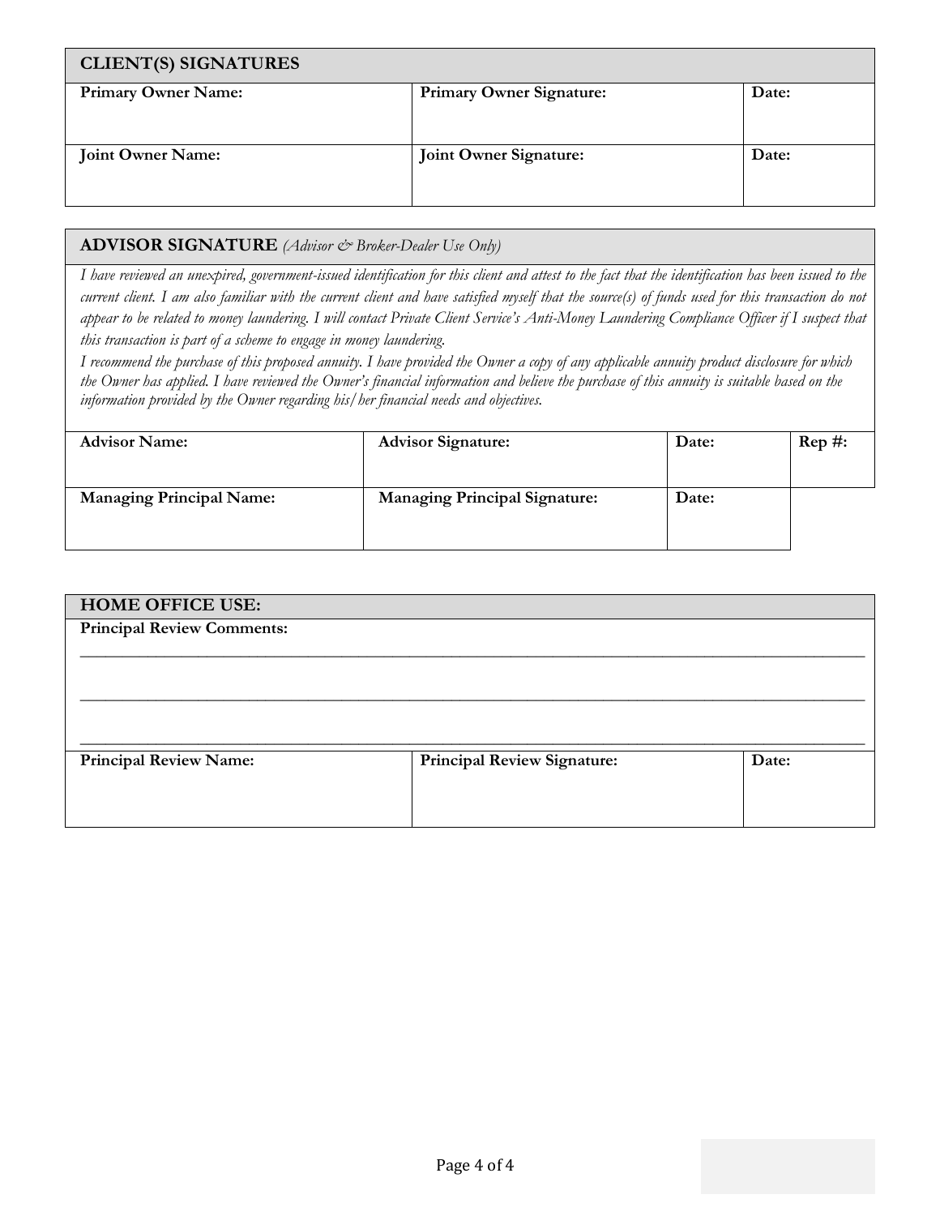## CLIENT(S) SIGNATURES

| Primary Owner Name: | Primary Owner Signature: | Date: |
|---|---|---|
| **Joint Owner Name:** | **Joint Owner Signature:** | **Date:** |

## ADVISOR SIGNATURE *(Advisor & Broker-Dealer Use Only)*

*I have reviewed an unexpired, government-issued identification for this client and attest to the fact that the identification has been issued to the current client. I am also familiar with the current client and have satisfied myself that the source(s) of funds used for this transaction do not appear to be related to money laundering. I will contact Private Client Service's Anti-Money Laundering Compliance Officer if I suspect that this transaction is part of a scheme to engage in money laundering.*

*I recommend the purchase of this proposed annuity. I have provided the Owner a copy of any applicable annuity product disclosure for which the Owner has applied. I have reviewed the Owner's financial information and believe the purchase of this annuity is suitable based on the information provided by the Owner regarding his/her financial needs and objectives.*

| Advisor Name: | Advisor Signature: | Date: | Rep #: |
|---|---|---|---|
| **Managing Principal Name:** | **Managing Principal Signature:** | **Date:** | |

## HOME OFFICE USE:

**Principal Review Comments:**

\_\_\_\_\_\_\_\_\_\_\_\_\_\_\_\_\_\_\_\_\_\_\_\_\_\_\_\_\_\_\_\_\_\_\_\_\_\_\_\_\_\_\_\_\_\_\_\_\_\_\_\_\_\_\_\_\_\_\_\_\_\_\_\_\_\_\_\_\_\_\_\_\_\_\_\_\_\_

\_\_\_\_\_\_\_\_\_\_\_\_\_\_\_\_\_\_\_\_\_\_\_\_\_\_\_\_\_\_\_\_\_\_\_\_\_\_\_\_\_\_\_\_\_\_\_\_\_\_\_\_\_\_\_\_\_\_\_\_\_\_\_\_\_\_\_\_\_\_\_\_\_\_\_\_\_\_

\_\_\_\_\_\_\_\_\_\_\_\_\_\_\_\_\_\_\_\_\_\_\_\_\_\_\_\_\_\_\_\_\_\_\_\_\_\_\_\_\_\_\_\_\_\_\_\_\_\_\_\_\_\_\_\_\_\_\_\_\_\_\_\_\_\_\_\_\_\_\_\_\_\_\_\_\_\_

| Principal Review Name: | Principal Review Signature: | Date: |
|---|---|---|